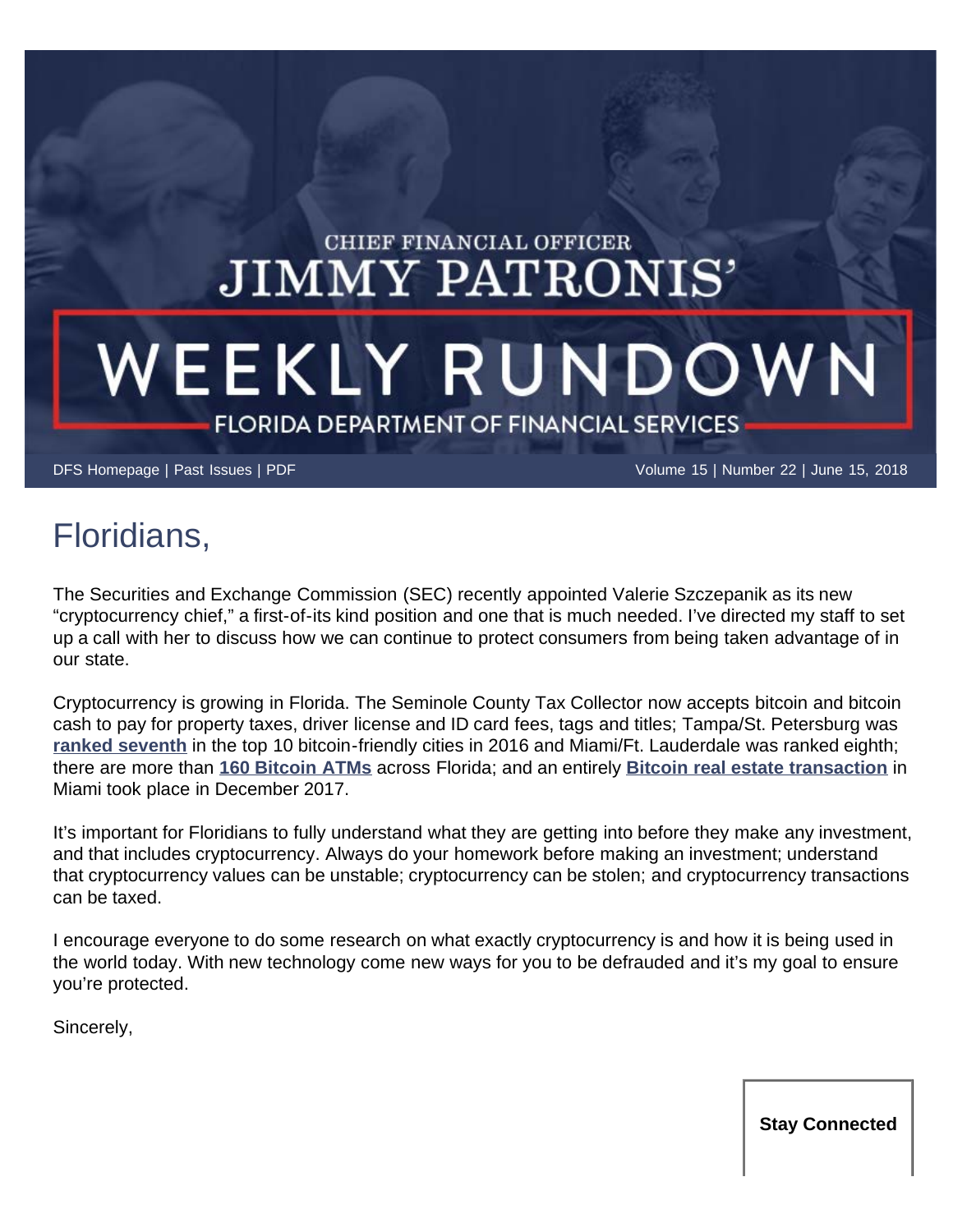CHIEF FINANCIAL OFFICER

# JIMMY PATRONIS'

# WEEKLY RUNDOWN

FLORIDA DEPARTMENT OF FINANCIAL SERVICES

DFS Homepage | Past Issues | PDF

Volume 15 | Number 22 | June 15, 2018

## Floridians,

The Securities and Exchange Commission (SEC) recently appointed Valerie Szczepanik as its new "cryptocurrency chief," a first-of-its kind position and one that is much needed. I've directed my staff to set up a call with her to discuss how we can continue to protect consumers from being taken advantage of in our state.

Cryptocurrency is growing in Florida. The Seminole County Tax Collector now accepts bitcoin and bitcoin cash to pay for property taxes, driver license and ID card fees, tags and titles; Tampa/St. Petersburg was **ranked seventh** in the top 10 bitcoin-friendly cities in 2016 and Miami/Ft. Lauderdale was ranked eighth; there are more than **160 Bitcoin ATMs** across Florida; and an entirely **Bitcoin real estate transaction** in Miami took place in December 2017.

It's important for Floridians to fully understand what they are getting into before they make any investment, and that includes cryptocurrency. Always do your homework before making an investment; understand that cryptocurrency values can be unstable; cryptocurrency can be stolen; and cryptocurrency transactions can be taxed.

I encourage everyone to do some research on what exactly cryptocurrency is and how it is being used in the world today. With new technology come new ways for you to be defrauded and it's my goal to ensure you're protected.

Sincerely,

**Stay Connected**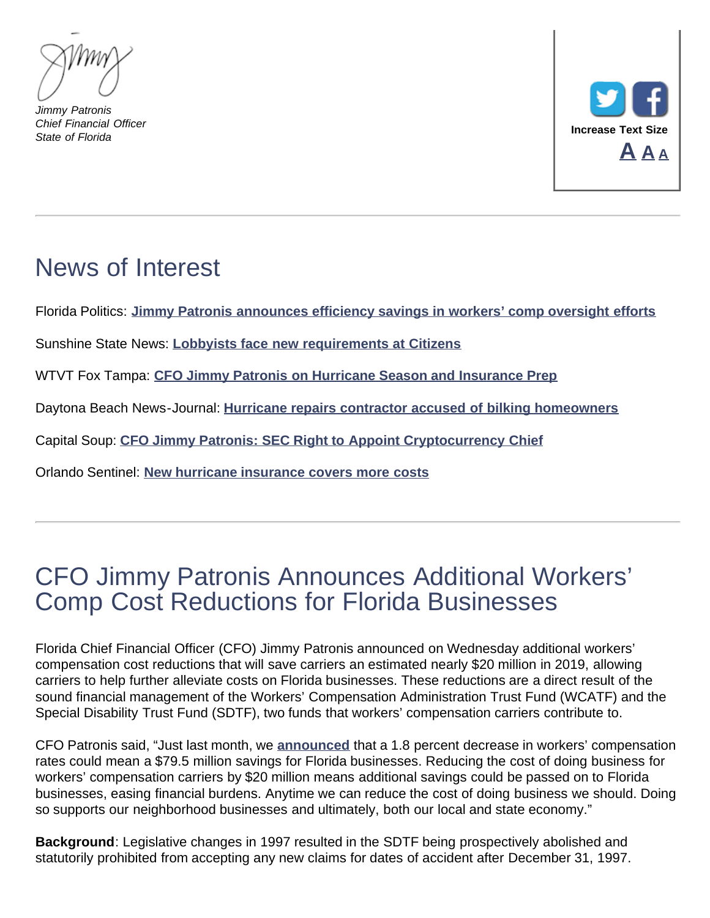*Jimmy Patronis*
*Chief Financial Officer*
*State of Florida*

Increase Text Size

**A A A**

---

## News of Interest

Florida Politics: **Jimmy Patronis announces efficiency savings in workers' comp oversight efforts**

Sunshine State News: **Lobbyists face new requirements at Citizens**

WTVT Fox Tampa: **CFO Jimmy Patronis on Hurricane Season and Insurance Prep**

Daytona Beach News-Journal: **Hurricane repairs contractor accused of bilking homeowners**

Capital Soup: **CFO Jimmy Patronis: SEC Right to Appoint Cryptocurrency Chief**

Orlando Sentinel: **New hurricane insurance covers more costs**

---

## CFO Jimmy Patronis Announces Additional Workers' Comp Cost Reductions for Florida Businesses

Florida Chief Financial Officer (CFO) Jimmy Patronis announced on Wednesday additional workers' compensation cost reductions that will save carriers an estimated nearly $20 million in 2019, allowing carriers to help further alleviate costs on Florida businesses. These reductions are a direct result of the sound financial management of the Workers' Compensation Administration Trust Fund (WCATF) and the Special Disability Trust Fund (SDTF), two funds that workers' compensation carriers contribute to.

CFO Patronis said, "Just last month, we **announced** that a 1.8 percent decrease in workers' compensation rates could mean a $79.5 million savings for Florida businesses. Reducing the cost of doing business for workers' compensation carriers by $20 million means additional savings could be passed on to Florida businesses, easing financial burdens. Anytime we can reduce the cost of doing business we should. Doing so supports our neighborhood businesses and ultimately, both our local and state economy."

**Background**: Legislative changes in 1997 resulted in the SDTF being prospectively abolished and statutorily prohibited from accepting any new claims for dates of accident after December 31, 1997.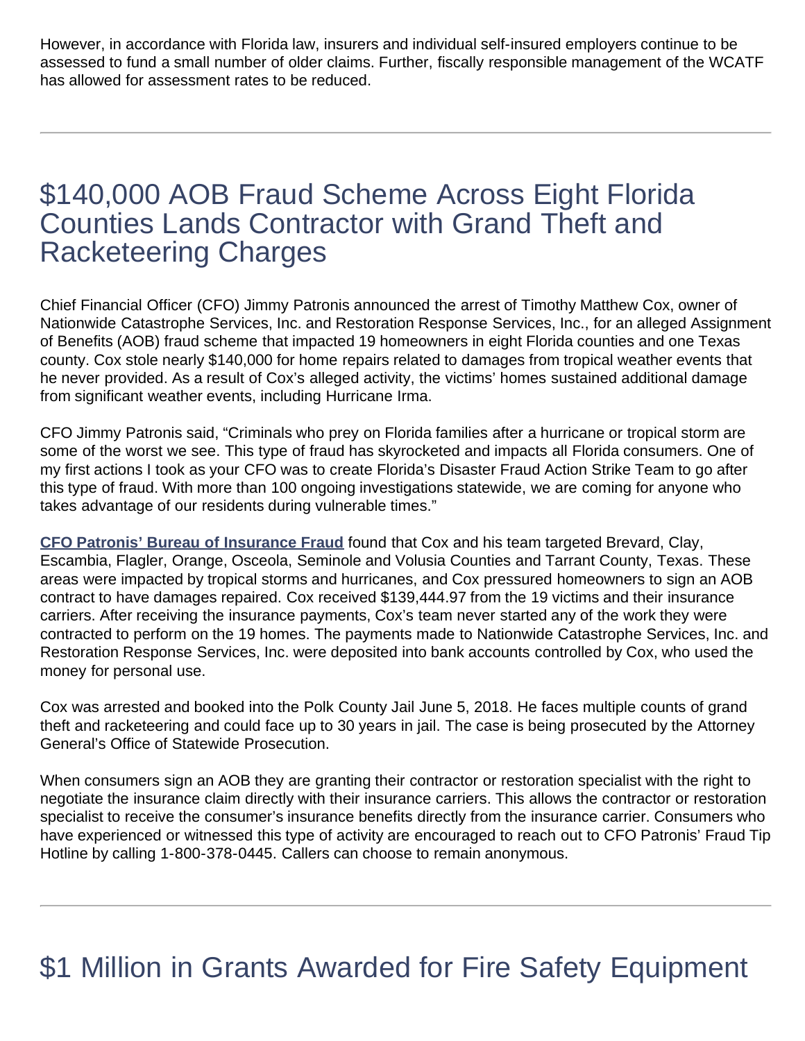However, in accordance with Florida law, insurers and individual self-insured employers continue to be assessed to fund a small number of older claims. Further, fiscally responsible management of the WCATF has allowed for assessment rates to be reduced.

---

## $140,000 AOB Fraud Scheme Across Eight Florida Counties Lands Contractor with Grand Theft and Racketeering Charges

Chief Financial Officer (CFO) Jimmy Patronis announced the arrest of Timothy Matthew Cox, owner of Nationwide Catastrophe Services, Inc. and Restoration Response Services, Inc., for an alleged Assignment of Benefits (AOB) fraud scheme that impacted 19 homeowners in eight Florida counties and one Texas county. Cox stole nearly $140,000 for home repairs related to damages from tropical weather events that he never provided. As a result of Cox's alleged activity, the victims' homes sustained additional damage from significant weather events, including Hurricane Irma.

CFO Jimmy Patronis said, "Criminals who prey on Florida families after a hurricane or tropical storm are some of the worst we see. This type of fraud has skyrocketed and impacts all Florida consumers. One of my first actions I took as your CFO was to create Florida's Disaster Fraud Action Strike Team to go after this type of fraud. With more than 100 ongoing investigations statewide, we are coming for anyone who takes advantage of our residents during vulnerable times."

**CFO Patronis' Bureau of Insurance Fraud** found that Cox and his team targeted Brevard, Clay, Escambia, Flagler, Orange, Osceola, Seminole and Volusia Counties and Tarrant County, Texas. These areas were impacted by tropical storms and hurricanes, and Cox pressured homeowners to sign an AOB contract to have damages repaired. Cox received $139,444.97 from the 19 victims and their insurance carriers. After receiving the insurance payments, Cox's team never started any of the work they were contracted to perform on the 19 homes. The payments made to Nationwide Catastrophe Services, Inc. and Restoration Response Services, Inc. were deposited into bank accounts controlled by Cox, who used the money for personal use.

Cox was arrested and booked into the Polk County Jail June 5, 2018. He faces multiple counts of grand theft and racketeering and could face up to 30 years in jail. The case is being prosecuted by the Attorney General's Office of Statewide Prosecution.

When consumers sign an AOB they are granting their contractor or restoration specialist with the right to negotiate the insurance claim directly with their insurance carriers. This allows the contractor or restoration specialist to receive the consumer's insurance benefits directly from the insurance carrier. Consumers who have experienced or witnessed this type of activity are encouraged to reach out to CFO Patronis' Fraud Tip Hotline by calling 1-800-378-0445. Callers can choose to remain anonymous.

---

## $1 Million in Grants Awarded for Fire Safety Equipment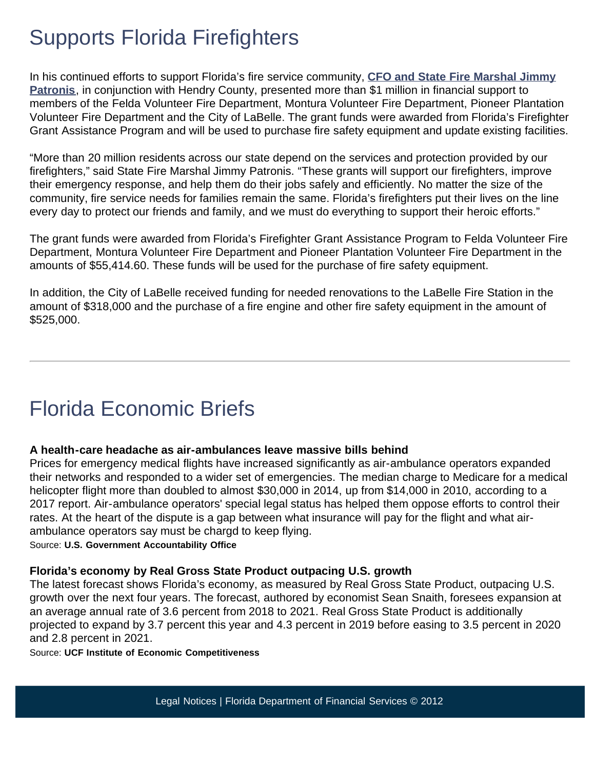# Supports Florida Firefighters

In his continued efforts to support Florida's fire service community, **CFO and State Fire Marshal Jimmy Patronis**, in conjunction with Hendry County, presented more than $1 million in financial support to members of the Felda Volunteer Fire Department, Montura Volunteer Fire Department, Pioneer Plantation Volunteer Fire Department and the City of LaBelle. The grant funds were awarded from Florida's Firefighter Grant Assistance Program and will be used to purchase fire safety equipment and update existing facilities.

"More than 20 million residents across our state depend on the services and protection provided by our firefighters," said State Fire Marshal Jimmy Patronis. "These grants will support our firefighters, improve their emergency response, and help them do their jobs safely and efficiently. No matter the size of the community, fire service needs for families remain the same. Florida's firefighters put their lives on the line every day to protect our friends and family, and we must do everything to support their heroic efforts."

The grant funds were awarded from Florida's Firefighter Grant Assistance Program to Felda Volunteer Fire Department, Montura Volunteer Fire Department and Pioneer Plantation Volunteer Fire Department in the amounts of $55,414.60. These funds will be used for the purchase of fire safety equipment.

In addition, the City of LaBelle received funding for needed renovations to the LaBelle Fire Station in the amount of $318,000 and the purchase of a fire engine and other fire safety equipment in the amount of $525,000.

---

# Florida Economic Briefs

**A health-care headache as air-ambulances leave massive bills behind**

Prices for emergency medical flights have increased significantly as air-ambulance operators expanded their networks and responded to a wider set of emergencies. The median charge to Medicare for a medical helicopter flight more than doubled to almost $30,000 in 2014, up from $14,000 in 2010, according to a 2017 report. Air-ambulance operators' special legal status has helped them oppose efforts to control their rates. At the heart of the dispute is a gap between what insurance will pay for the flight and what air-ambulance operators say must be chargd to keep flying.

Source: **U.S. Government Accountability Office**

**Florida's economy by Real Gross State Product outpacing U.S. growth**

The latest forecast shows Florida's economy, as measured by Real Gross State Product, outpacing U.S. growth over the next four years. The forecast, authored by economist Sean Snaith, foresees expansion at an average annual rate of 3.6 percent from 2018 to 2021. Real Gross State Product is additionally projected to expand by 3.7 percent this year and 4.3 percent in 2019 before easing to 3.5 percent in 2020 and 2.8 percent in 2021.

Source: **UCF Institute of Economic Competitiveness**

Legal Notices | Florida Department of Financial Services © 2012